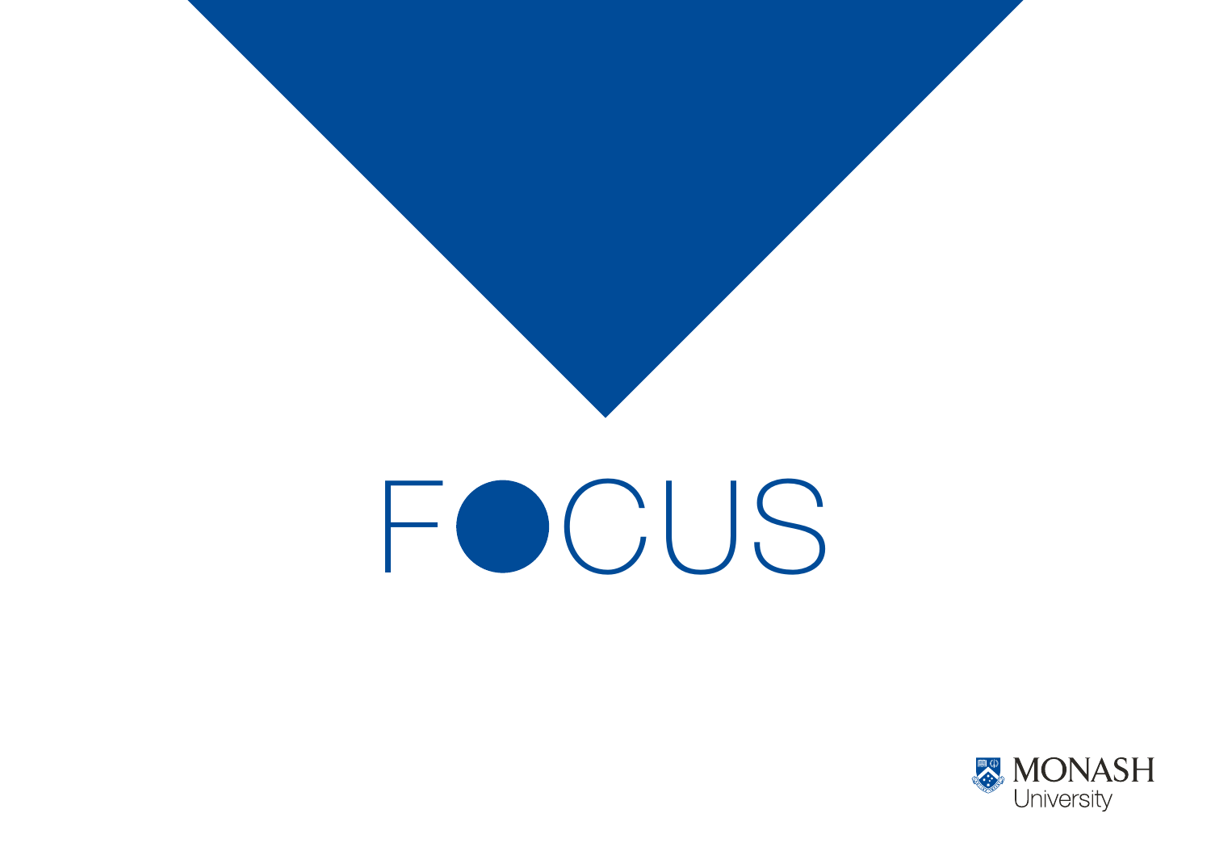# FOCUS

MONASH University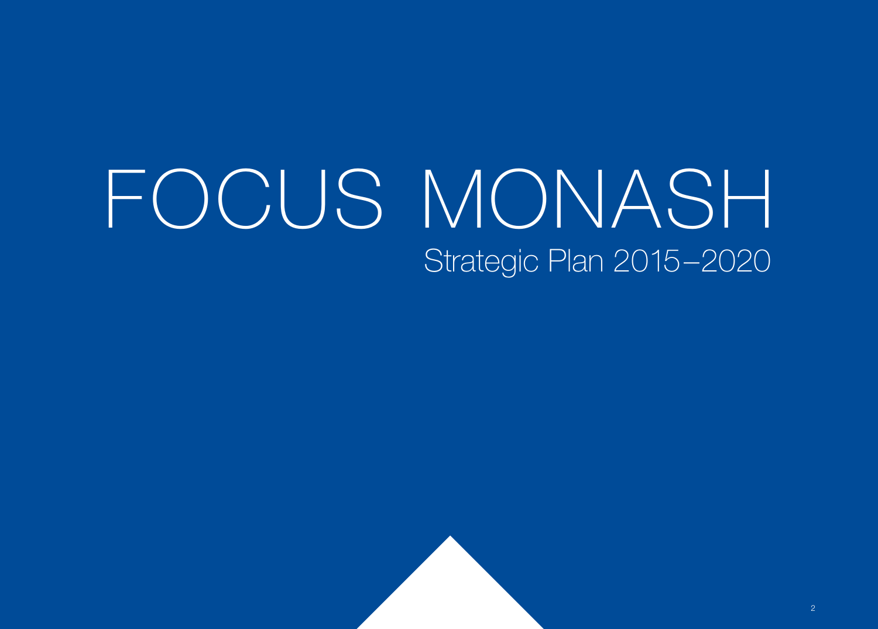# FOCUS MONASH

## Strategic Plan 2015–2020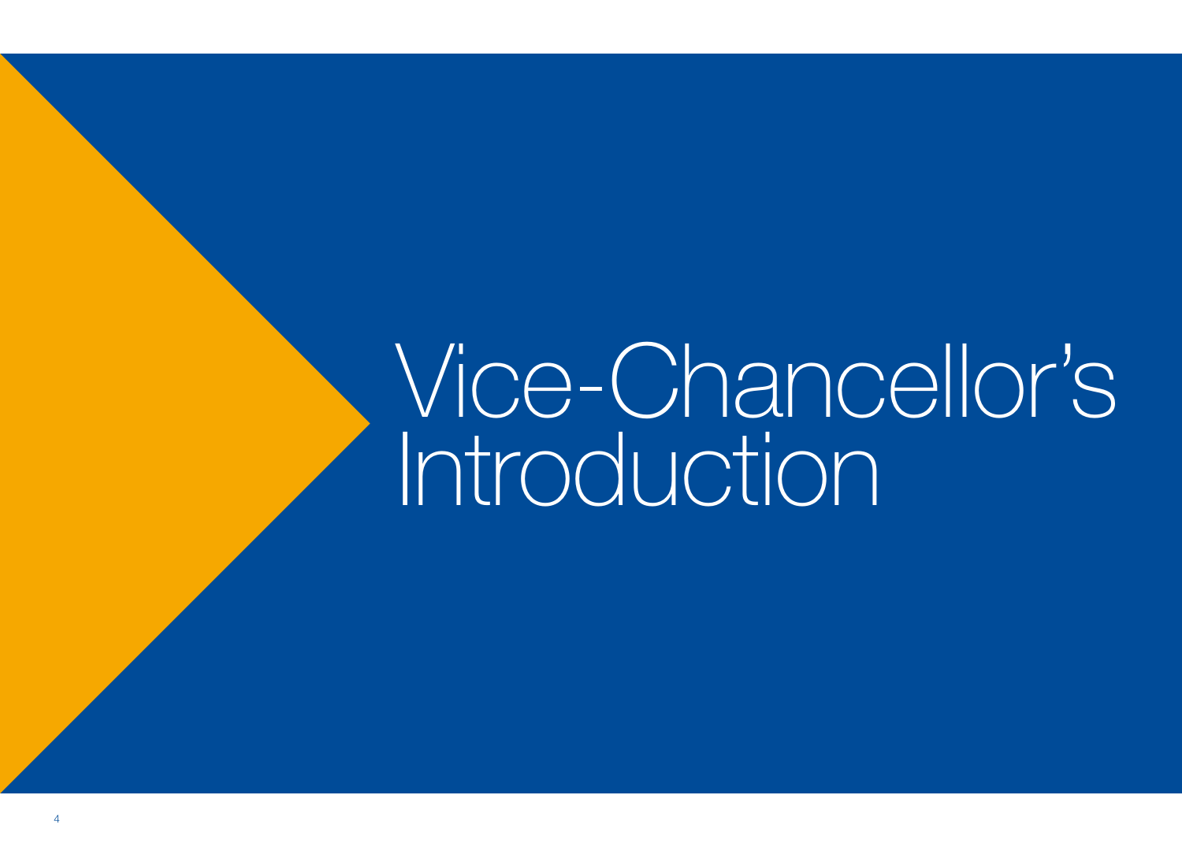# Vice-Chancellor's Introduction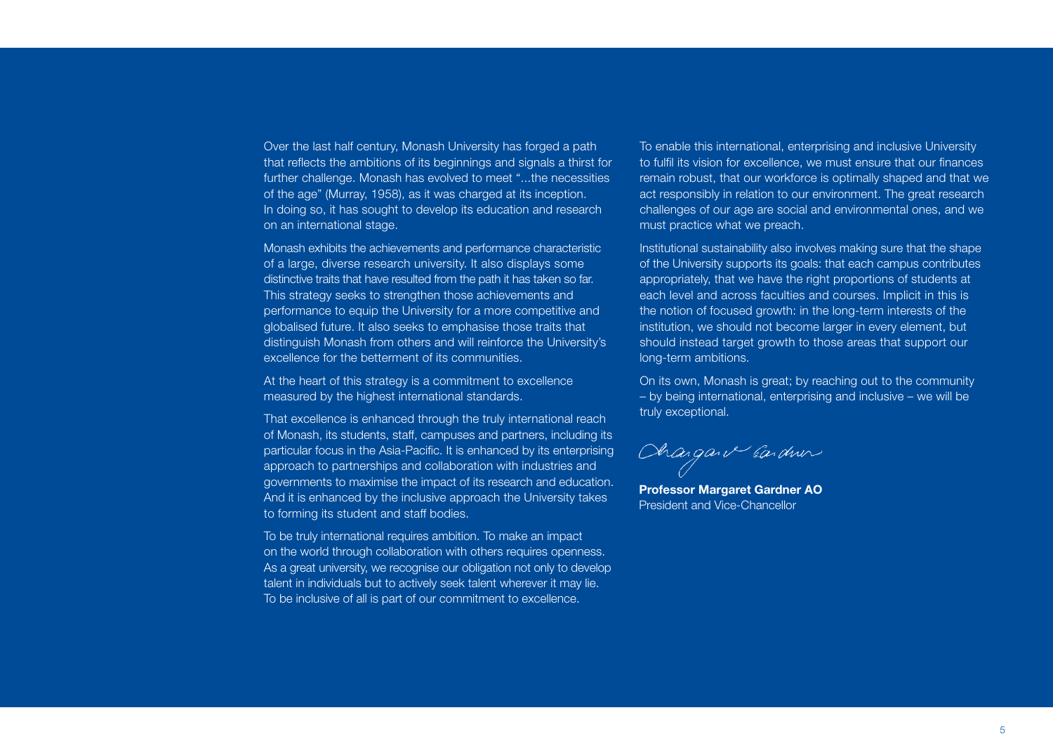Over the last half century, Monash University has forged a path that reflects the ambitions of its beginnings and signals a thirst for further challenge. Monash has evolved to meet "...the necessities of the age" (Murray, 1958), as it was charged at its inception. In doing so, it has sought to develop its education and research on an international stage.

Monash exhibits the achievements and performance characteristic of a large, diverse research university. It also displays some distinctive traits that have resulted from the path it has taken so far. This strategy seeks to strengthen those achievements and performance to equip the University for a more competitive and globalised future. It also seeks to emphasise those traits that distinguish Monash from others and will reinforce the University's excellence for the betterment of its communities.

At the heart of this strategy is a commitment to excellence measured by the highest international standards.

That excellence is enhanced through the truly international reach of Monash, its students, staff, campuses and partners, including its particular focus in the Asia-Pacific. It is enhanced by its enterprising approach to partnerships and collaboration with industries and governments to maximise the impact of its research and education. And it is enhanced by the inclusive approach the University takes to forming its student and staff bodies.

To be truly international requires ambition. To make an impact on the world through collaboration with others requires openness. As a great university, we recognise our obligation not only to develop talent in individuals but to actively seek talent wherever it may lie. To be inclusive of all is part of our commitment to excellence.

To enable this international, enterprising and inclusive University to fulfil its vision for excellence, we must ensure that our finances remain robust, that our workforce is optimally shaped and that we act responsibly in relation to our environment. The great research challenges of our age are social and environmental ones, and we must practice what we preach.

Institutional sustainability also involves making sure that the shape of the University supports its goals: that each campus contributes appropriately, that we have the right proportions of students at each level and across faculties and courses. Implicit in this is the notion of focused growth: in the long-term interests of the institution, we should not become larger in every element, but should instead target growth to those areas that support our long-term ambitions.

On its own, Monash is great; by reaching out to the community – by being international, enterprising and inclusive – we will be truly exceptional.

**Professor Margaret Gardner AO**
President and Vice-Chancellor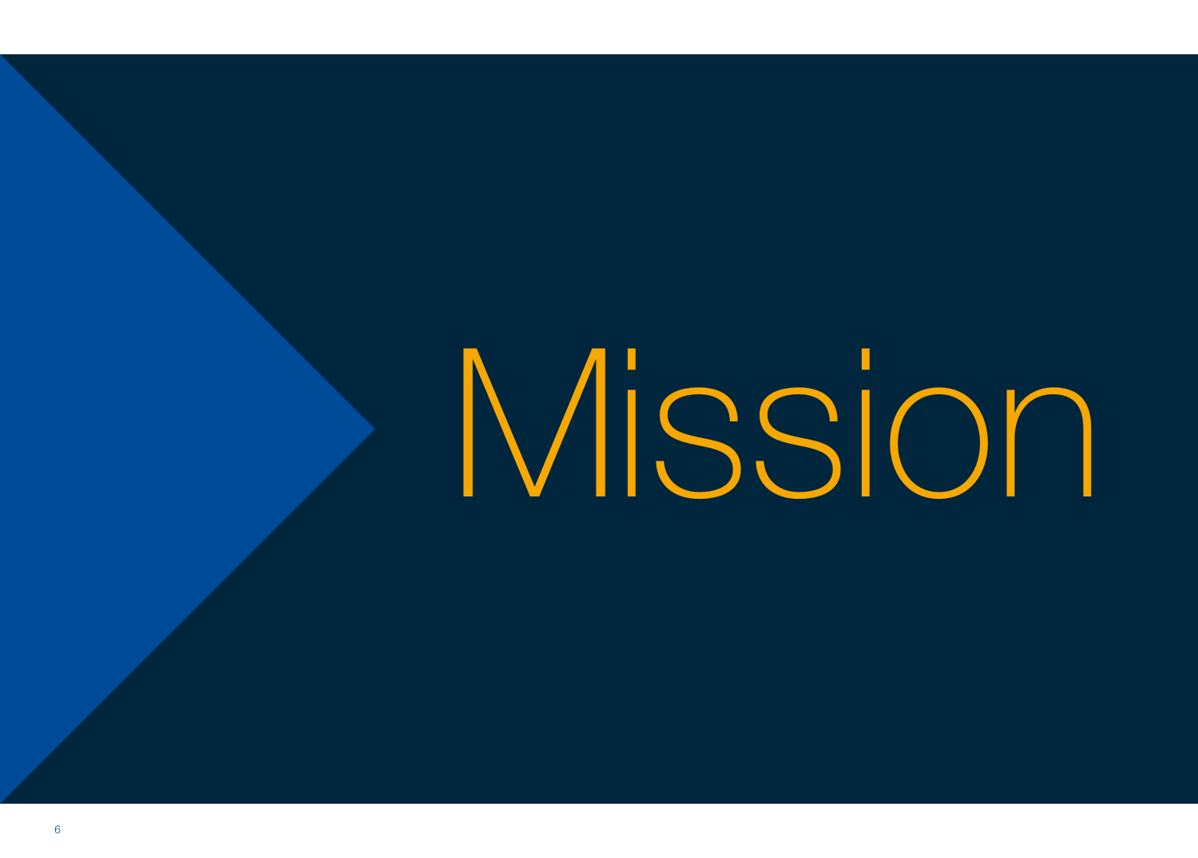# Mission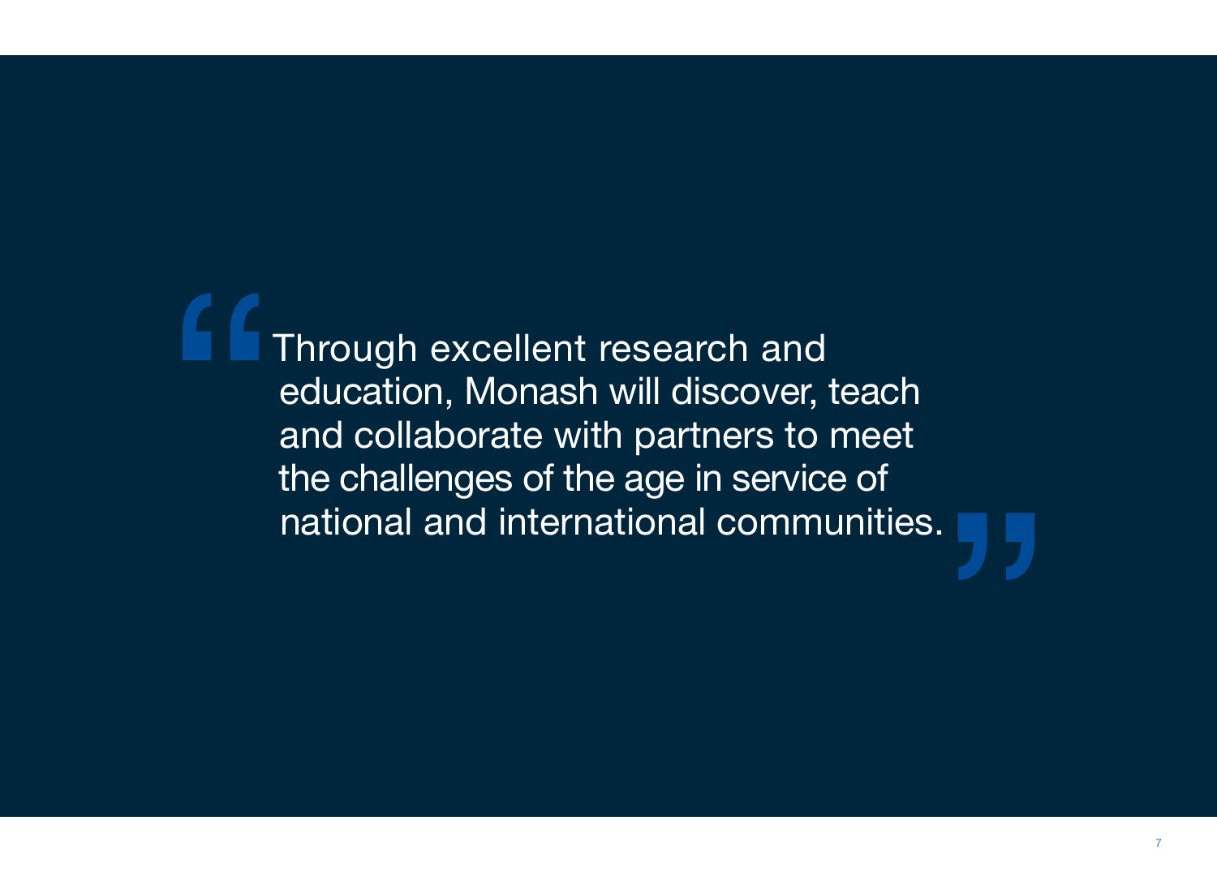> “Through excellent research and education, Monash will discover, teach and collaborate with partners to meet the challenges of the age in service of national and international communities.”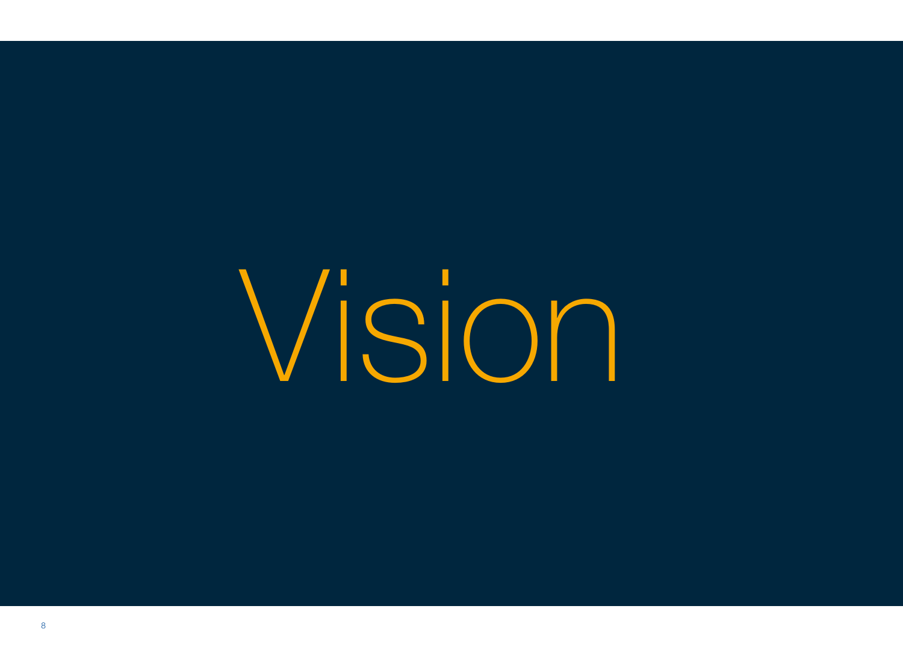# Vision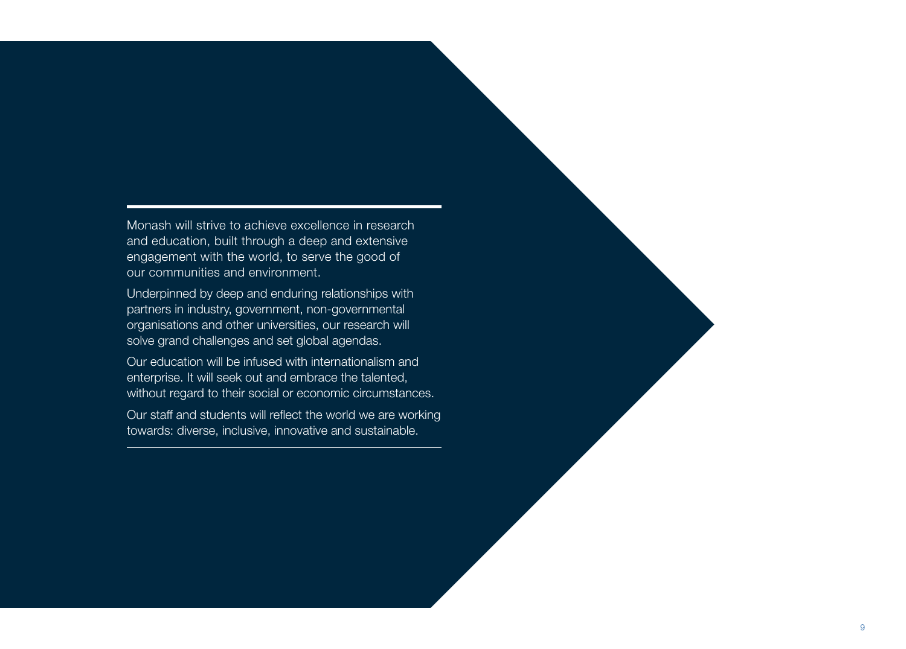Monash will strive to achieve excellence in research and education, built through a deep and extensive engagement with the world, to serve the good of our communities and environment.

Underpinned by deep and enduring relationships with partners in industry, government, non-governmental organisations and other universities, our research will solve grand challenges and set global agendas.

Our education will be infused with internationalism and enterprise. It will seek out and embrace the talented, without regard to their social or economic circumstances.

Our staff and students will reflect the world we are working towards: diverse, inclusive, innovative and sustainable.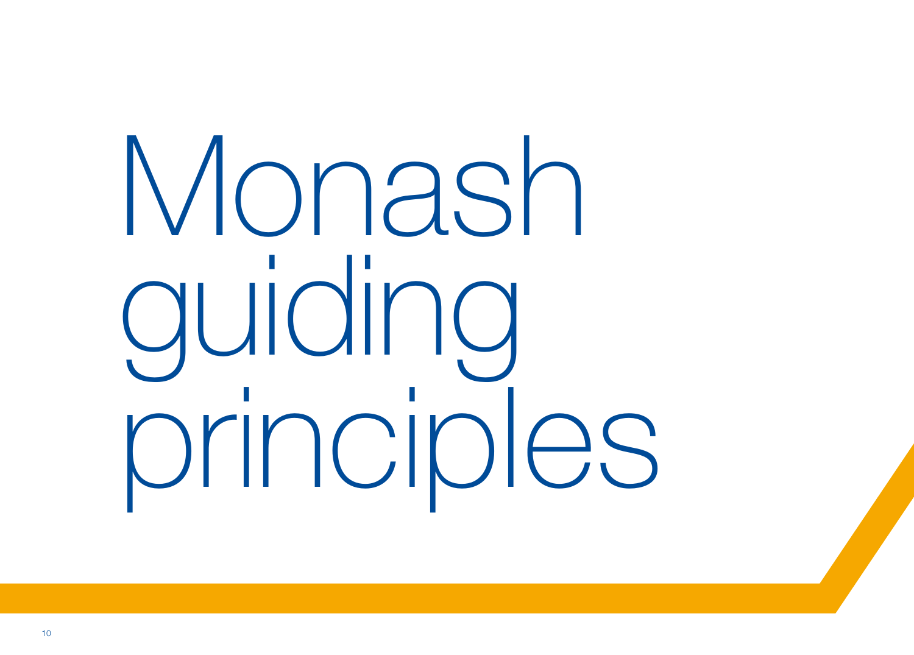# Monash guiding principles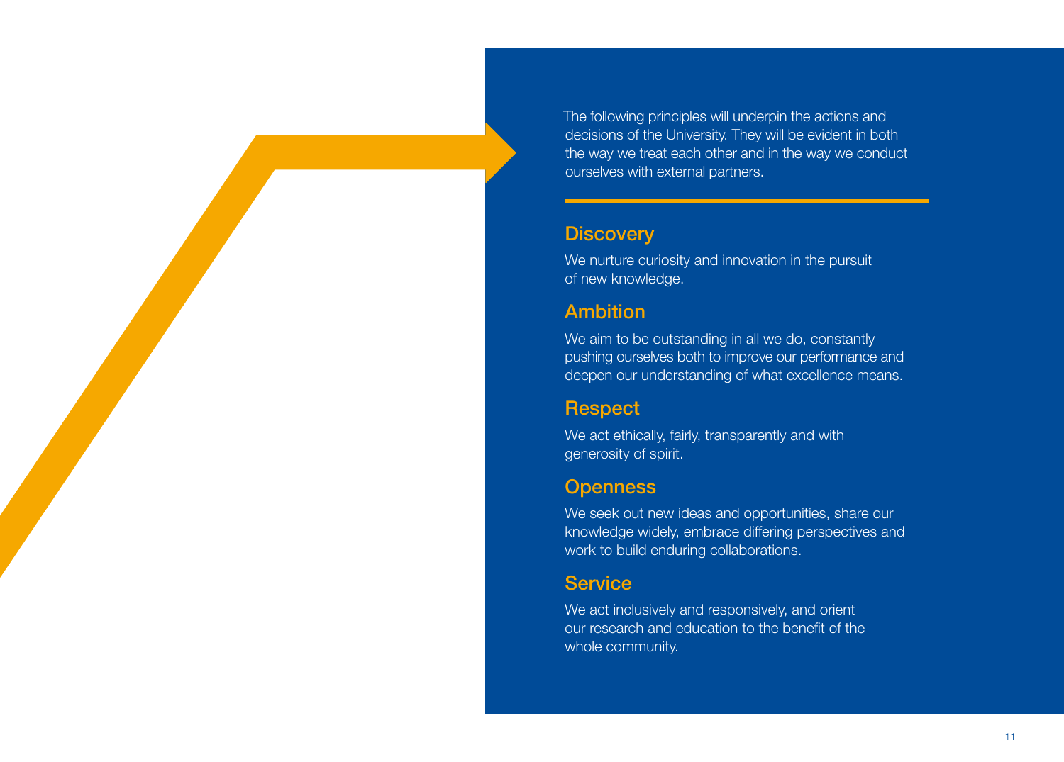The following principles will underpin the actions and decisions of the University. They will be evident in both the way we treat each other and in the way we conduct ourselves with external partners.

## Discovery

We nurture curiosity and innovation in the pursuit of new knowledge.

## Ambition

We aim to be outstanding in all we do, constantly pushing ourselves both to improve our performance and deepen our understanding of what excellence means.

## Respect

We act ethically, fairly, transparently and with generosity of spirit.

## Openness

We seek out new ideas and opportunities, share our knowledge widely, embrace differing perspectives and work to build enduring collaborations.

## Service

We act inclusively and responsively, and orient our research and education to the benefit of the whole community.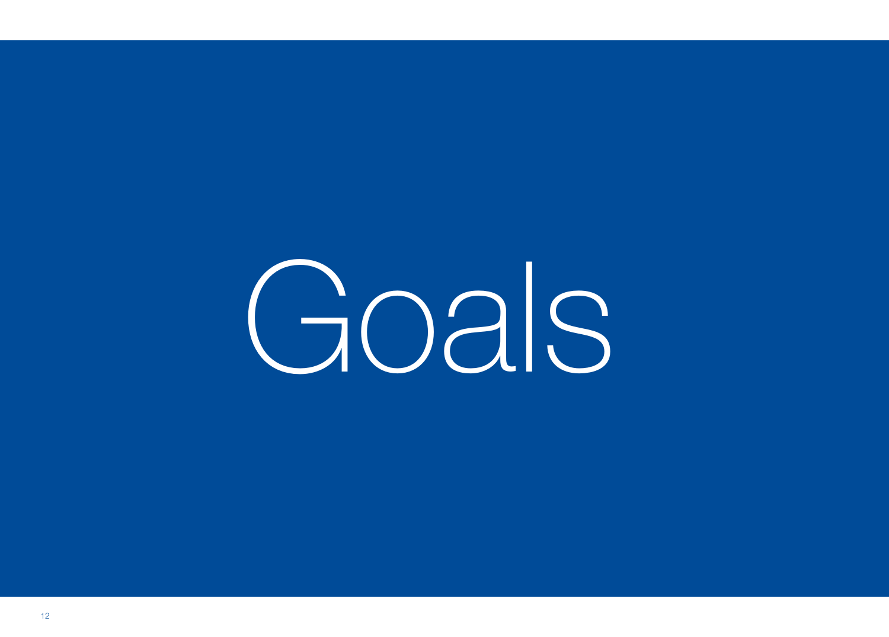# Goals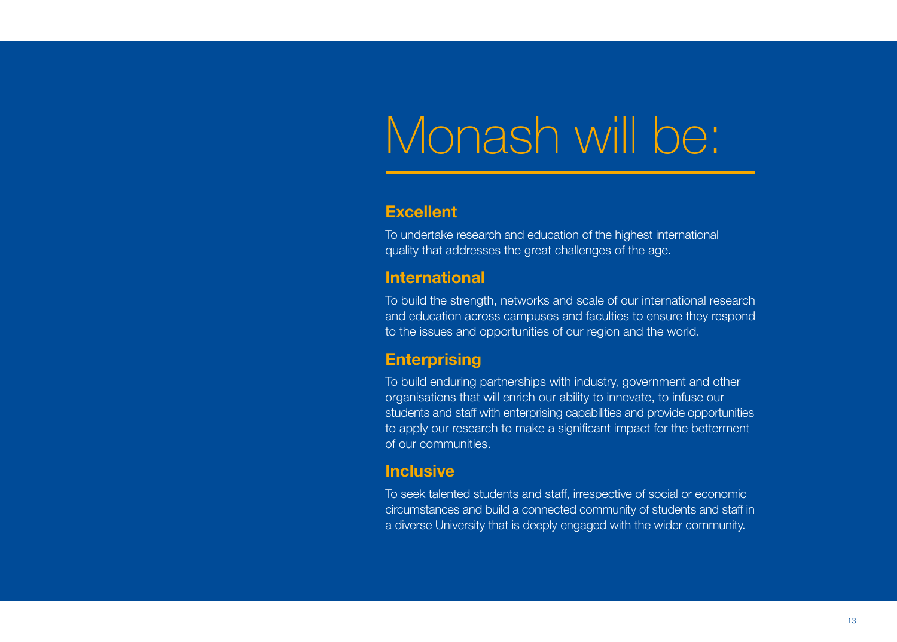# Monash will be:

## Excellent

To undertake research and education of the highest international quality that addresses the great challenges of the age.

## International

To build the strength, networks and scale of our international research and education across campuses and faculties to ensure they respond to the issues and opportunities of our region and the world.

## Enterprising

To build enduring partnerships with industry, government and other organisations that will enrich our ability to innovate, to infuse our students and staff with enterprising capabilities and provide opportunities to apply our research to make a significant impact for the betterment of our communities.

## Inclusive

To seek talented students and staff, irrespective of social or economic circumstances and build a connected community of students and staff in a diverse University that is deeply engaged with the wider community.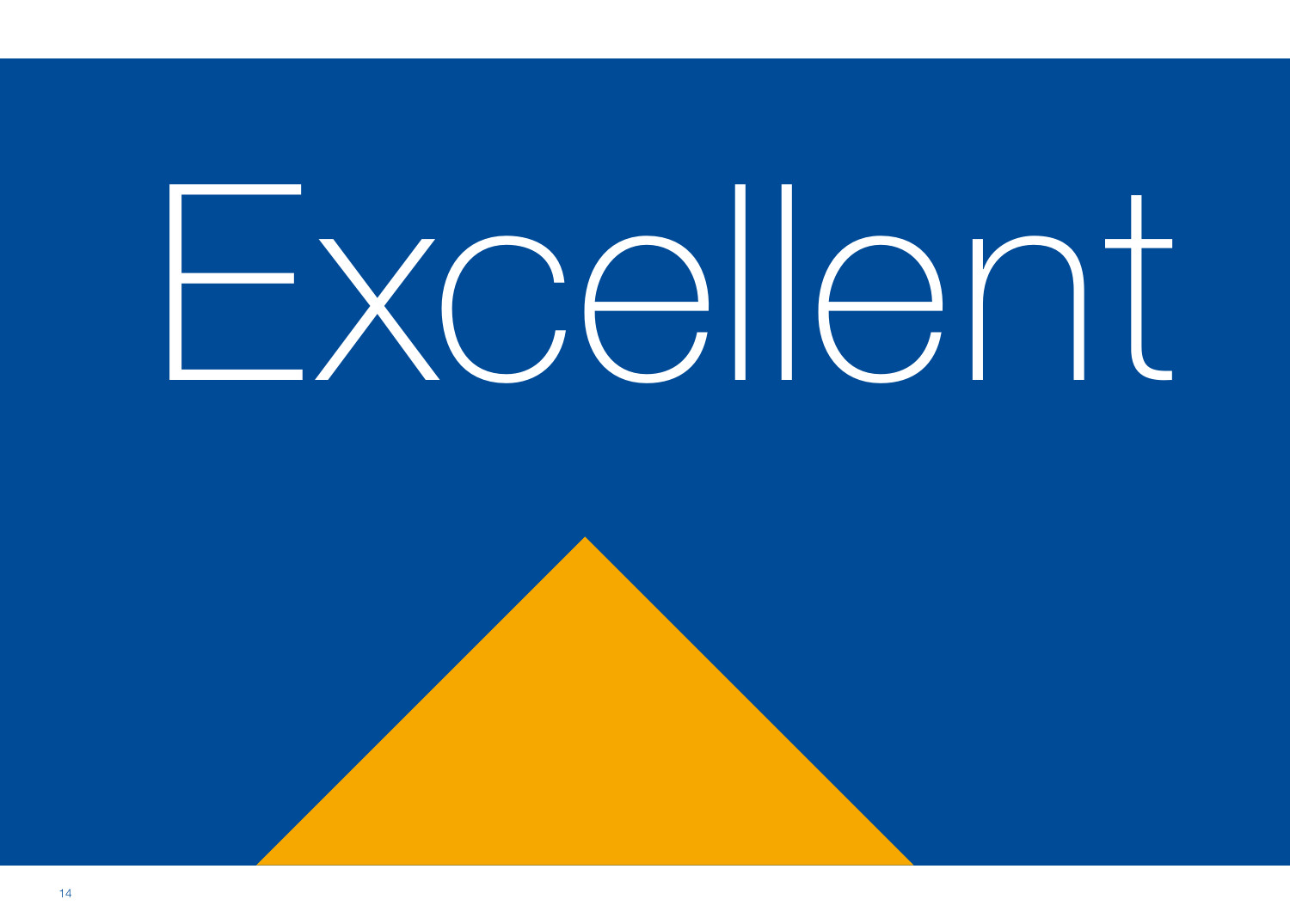# Excellent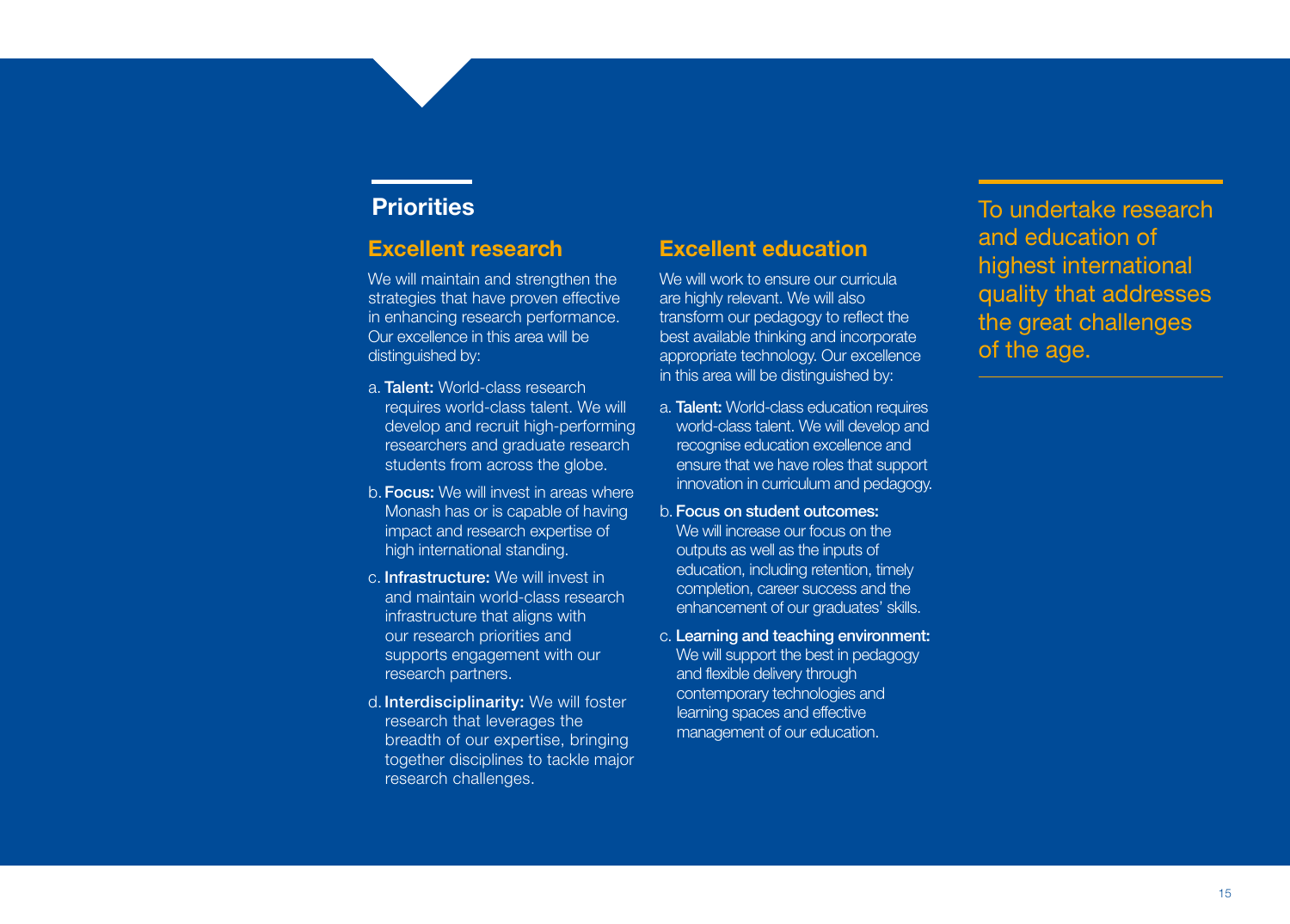## Priorities

### Excellent research

We will maintain and strengthen the strategies that have proven effective in enhancing research performance. Our excellence in this area will be distinguished by:

a. **Talent:** World-class research requires world-class talent. We will develop and recruit high-performing researchers and graduate research students from across the globe.

b. **Focus:** We will invest in areas where Monash has or is capable of having impact and research expertise of high international standing.

c. **Infrastructure:** We will invest in and maintain world-class research infrastructure that aligns with our research priorities and supports engagement with our research partners.

d. **Interdisciplinarity:** We will foster research that leverages the breadth of our expertise, bringing together disciplines to tackle major research challenges.

### Excellent education

We will work to ensure our curricula are highly relevant. We will also transform our pedagogy to reflect the best available thinking and incorporate appropriate technology. Our excellence in this area will be distinguished by:

a. **Talent:** World-class education requires world-class talent. We will develop and recognise education excellence and ensure that we have roles that support innovation in curriculum and pedagogy.

b. **Focus on student outcomes:** We will increase our focus on the outputs as well as the inputs of education, including retention, timely completion, career success and the enhancement of our graduates' skills.

c. **Learning and teaching environment:** We will support the best in pedagogy and flexible delivery through contemporary technologies and learning spaces and effective management of our education.

To undertake research and education of highest international quality that addresses the great challenges of the age.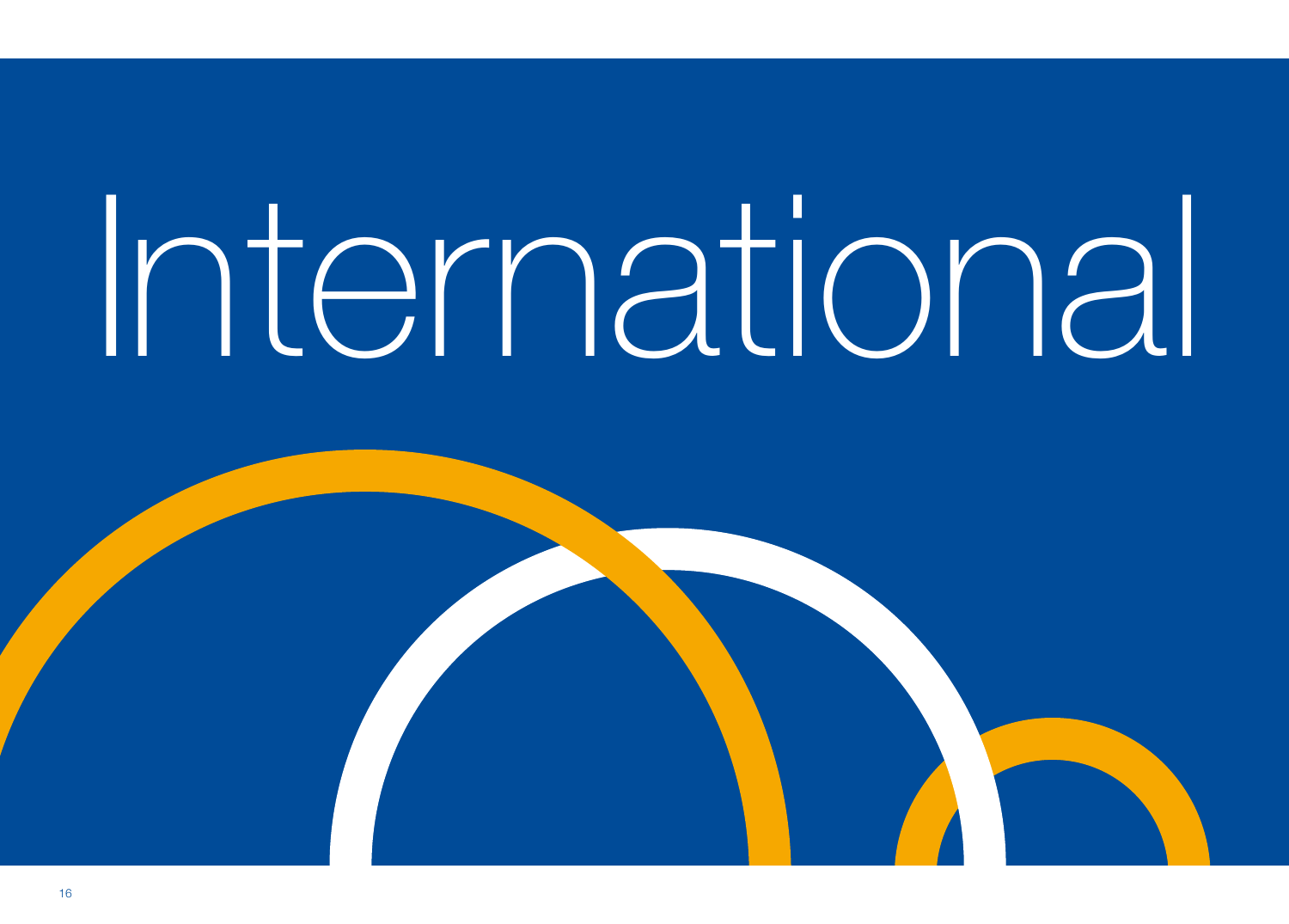# International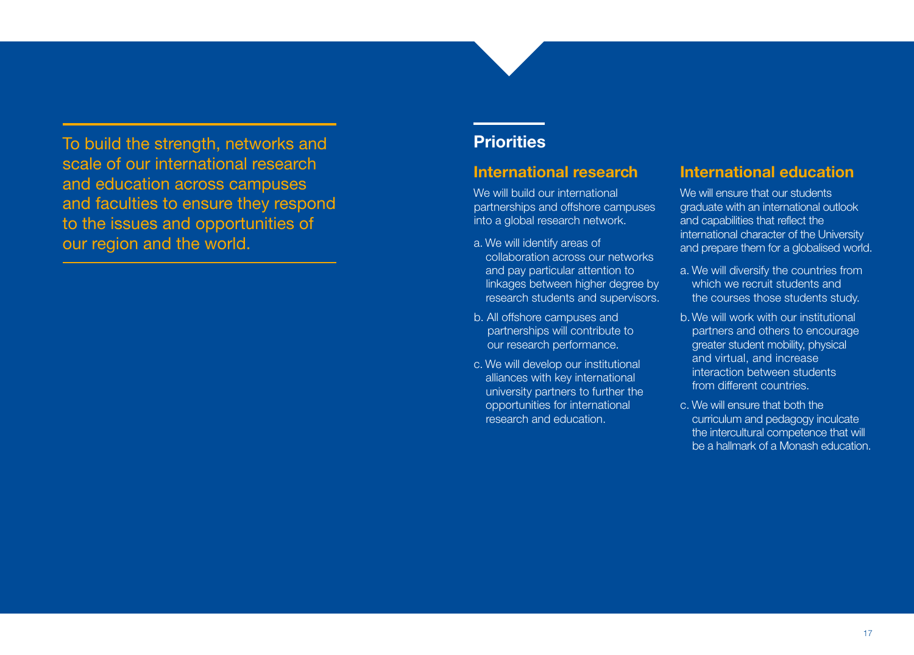To build the strength, networks and scale of our international research and education across campuses and faculties to ensure they respond to the issues and opportunities of our region and the world.

## Priorities

### International research

We will build our international partnerships and offshore campuses into a global research network.

a. We will identify areas of collaboration across our networks and pay particular attention to linkages between higher degree by research students and supervisors.

b. All offshore campuses and partnerships will contribute to our research performance.

c. We will develop our institutional alliances with key international university partners to further the opportunities for international research and education.

### International education

We will ensure that our students graduate with an international outlook and capabilities that reflect the international character of the University and prepare them for a globalised world.

a. We will diversify the countries from which we recruit students and the courses those students study.

b. We will work with our institutional partners and others to encourage greater student mobility, physical and virtual, and increase interaction between students from different countries.

c. We will ensure that both the curriculum and pedagogy inculcate the intercultural competence that will be a hallmark of a Monash education.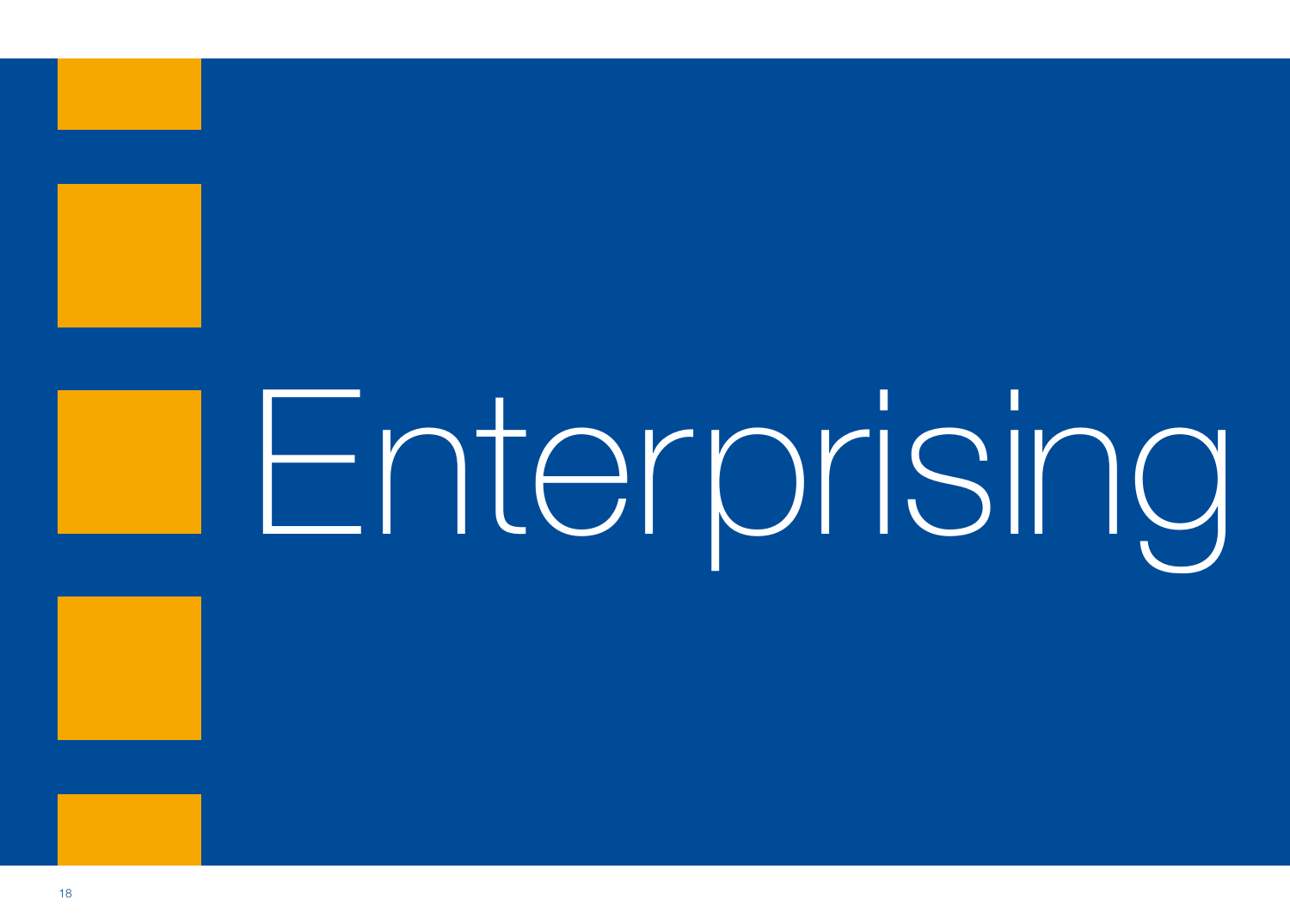# Enterprising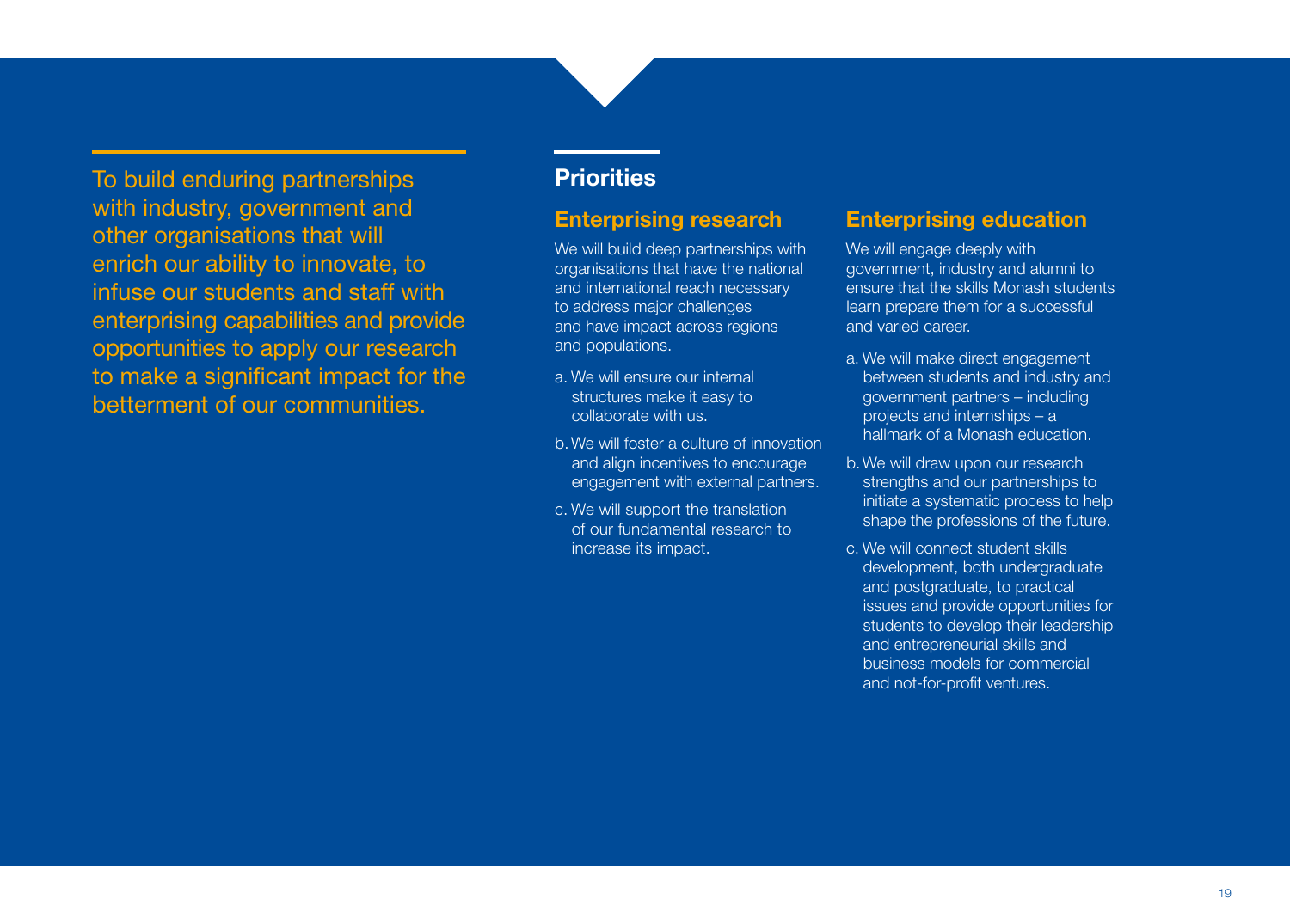To build enduring partnerships with industry, government and other organisations that will enrich our ability to innovate, to infuse our students and staff with enterprising capabilities and provide opportunities to apply our research to make a significant impact for the betterment of our communities.

## Priorities

### Enterprising research

We will build deep partnerships with organisations that have the national and international reach necessary to address major challenges and have impact across regions and populations.

a. We will ensure our internal structures make it easy to collaborate with us.

b. We will foster a culture of innovation and align incentives to encourage engagement with external partners.

c. We will support the translation of our fundamental research to increase its impact.

### Enterprising education

We will engage deeply with government, industry and alumni to ensure that the skills Monash students learn prepare them for a successful and varied career.

a. We will make direct engagement between students and industry and government partners – including projects and internships – a hallmark of a Monash education.

b. We will draw upon our research strengths and our partnerships to initiate a systematic process to help shape the professions of the future.

c. We will connect student skills development, both undergraduate and postgraduate, to practical issues and provide opportunities for students to develop their leadership and entrepreneurial skills and business models for commercial and not-for-profit ventures.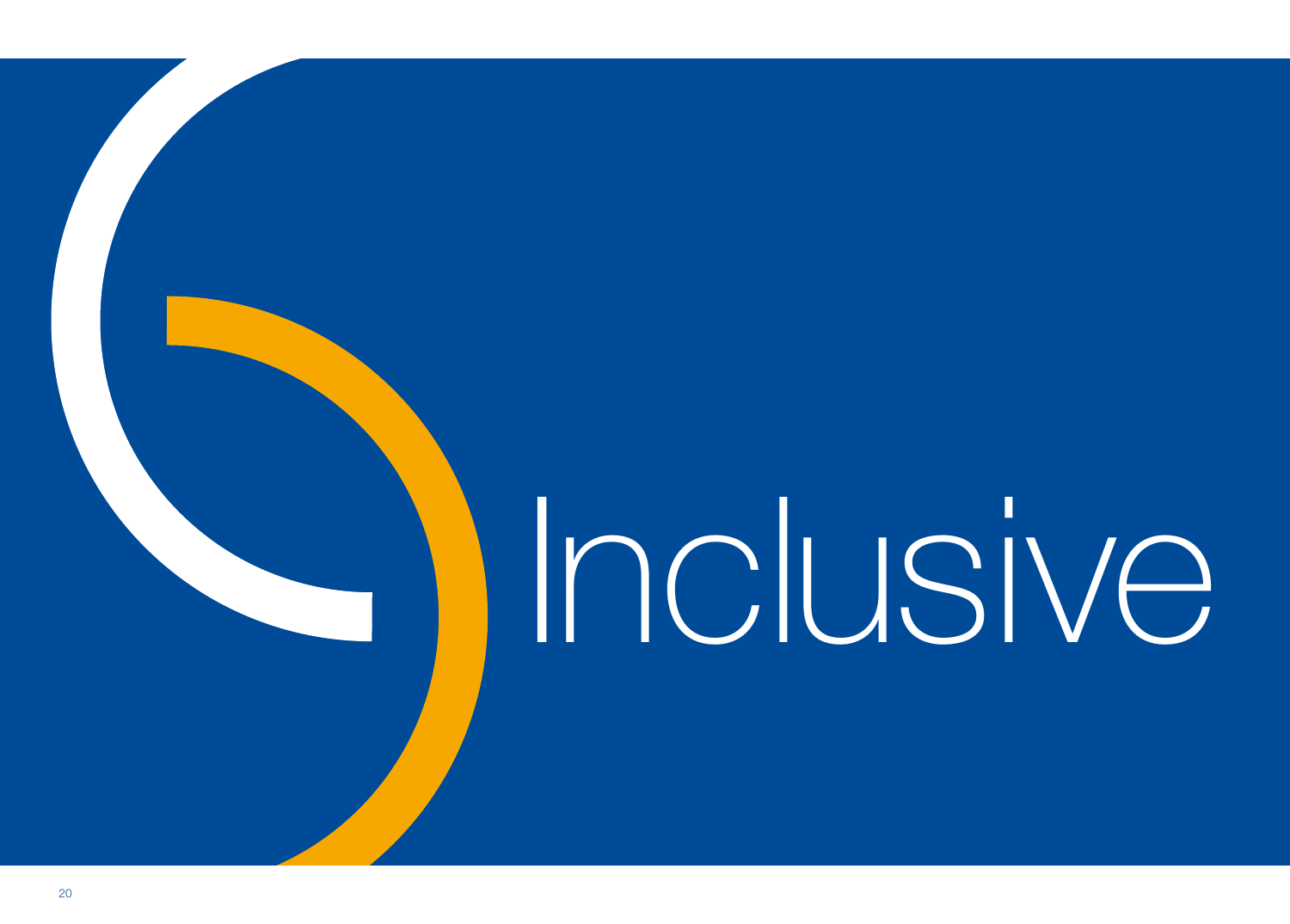# Inclusive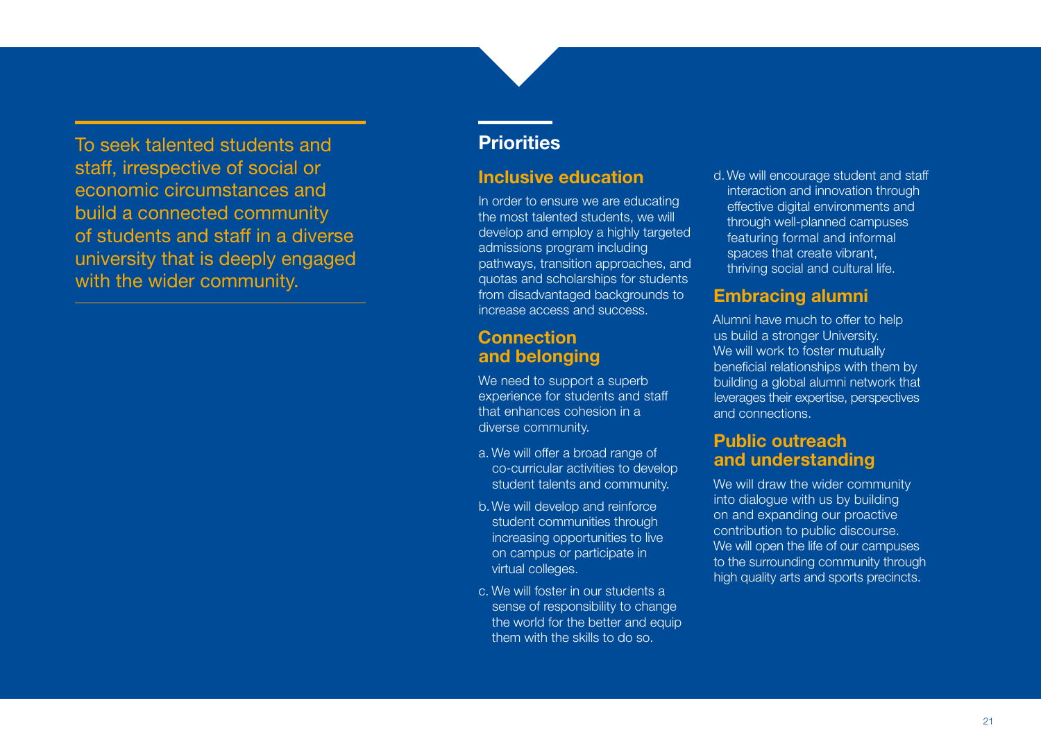To seek talented students and staff, irrespective of social or economic circumstances and build a connected community of students and staff in a diverse university that is deeply engaged with the wider community.

## Priorities

### Inclusive education

In order to ensure we are educating the most talented students, we will develop and employ a highly targeted admissions program including pathways, transition approaches, and quotas and scholarships for students from disadvantaged backgrounds to increase access and success.

### Connection and belonging

We need to support a superb experience for students and staff that enhances cohesion in a diverse community.

a. We will offer a broad range of co-curricular activities to develop student talents and community.

b. We will develop and reinforce student communities through increasing opportunities to live on campus or participate in virtual colleges.

c. We will foster in our students a sense of responsibility to change the world for the better and equip them with the skills to do so.

d. We will encourage student and staff interaction and innovation through effective digital environments and through well-planned campuses featuring formal and informal spaces that create vibrant, thriving social and cultural life.

### Embracing alumni

Alumni have much to offer to help us build a stronger University. We will work to foster mutually beneficial relationships with them by building a global alumni network that leverages their expertise, perspectives and connections.

### Public outreach and understanding

We will draw the wider community into dialogue with us by building on and expanding our proactive contribution to public discourse. We will open the life of our campuses to the surrounding community through high quality arts and sports precincts.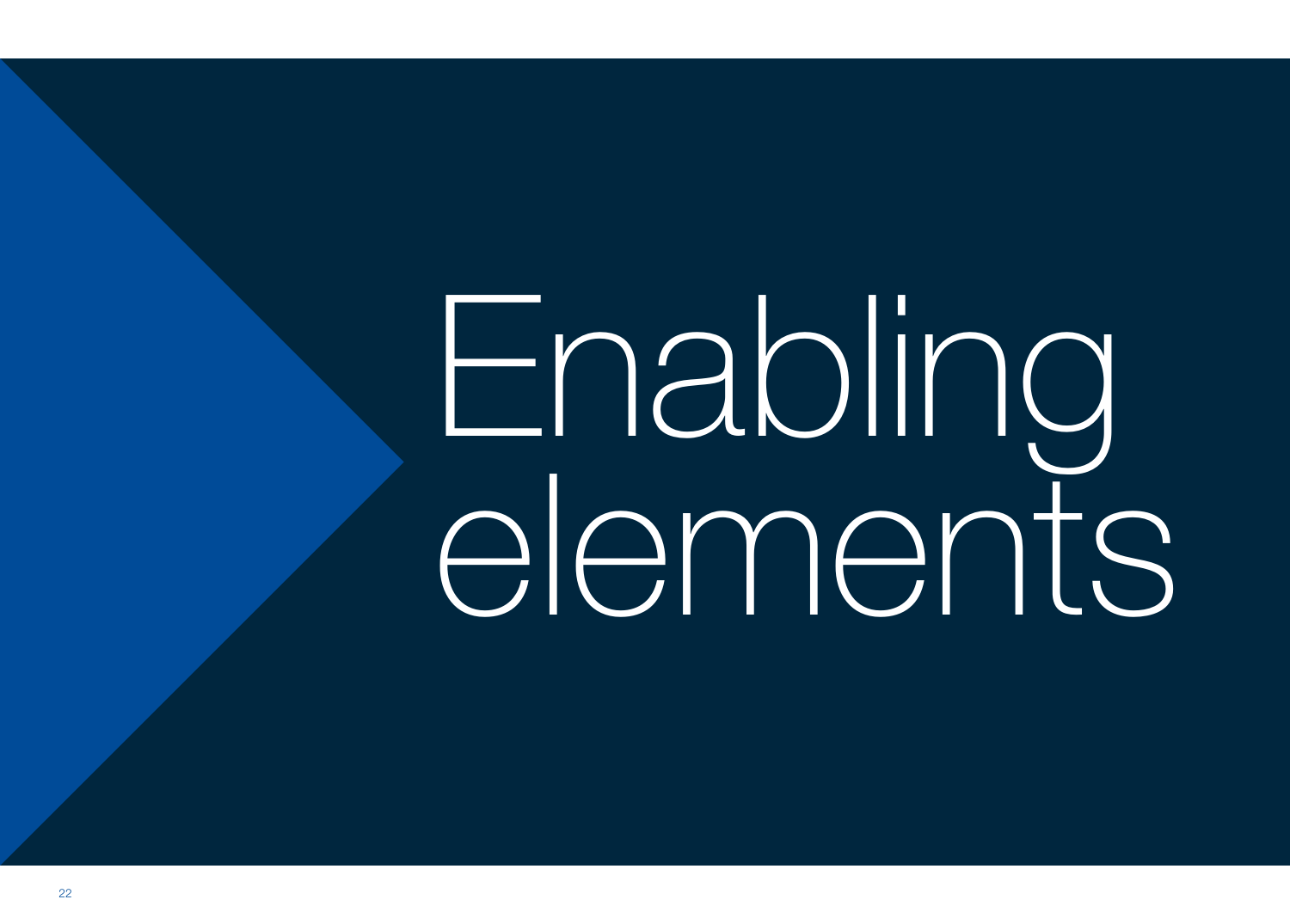# Enabling elements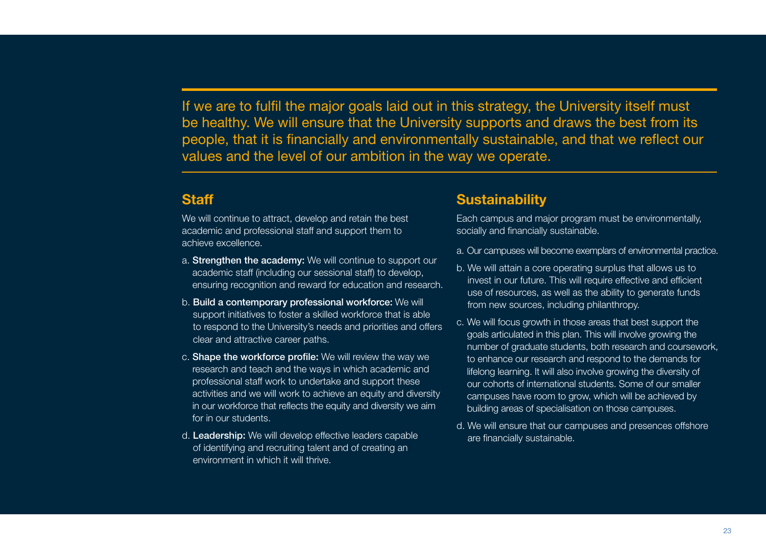If we are to fulfil the major goals laid out in this strategy, the University itself must be healthy. We will ensure that the University supports and draws the best from its people, that it is financially and environmentally sustainable, and that we reflect our values and the level of our ambition in the way we operate.

## Staff

We will continue to attract, develop and retain the best academic and professional staff and support them to achieve excellence.

a. **Strengthen the academy:** We will continue to support our academic staff (including our sessional staff) to develop, ensuring recognition and reward for education and research.

b. **Build a contemporary professional workforce:** We will support initiatives to foster a skilled workforce that is able to respond to the University's needs and priorities and offers clear and attractive career paths.

c. **Shape the workforce profile:** We will review the way we research and teach and the ways in which academic and professional staff work to undertake and support these activities and we will work to achieve an equity and diversity in our workforce that reflects the equity and diversity we aim for in our students.

d. **Leadership:** We will develop effective leaders capable of identifying and recruiting talent and of creating an environment in which it will thrive.

## Sustainability

Each campus and major program must be environmentally, socially and financially sustainable.

a. Our campuses will become exemplars of environmental practice.

b. We will attain a core operating surplus that allows us to invest in our future. This will require effective and efficient use of resources, as well as the ability to generate funds from new sources, including philanthropy.

c. We will focus growth in those areas that best support the goals articulated in this plan. This will involve growing the number of graduate students, both research and coursework, to enhance our research and respond to the demands for lifelong learning. It will also involve growing the diversity of our cohorts of international students. Some of our smaller campuses have room to grow, which will be achieved by building areas of specialisation on those campuses.

d. We will ensure that our campuses and presences offshore are financially sustainable.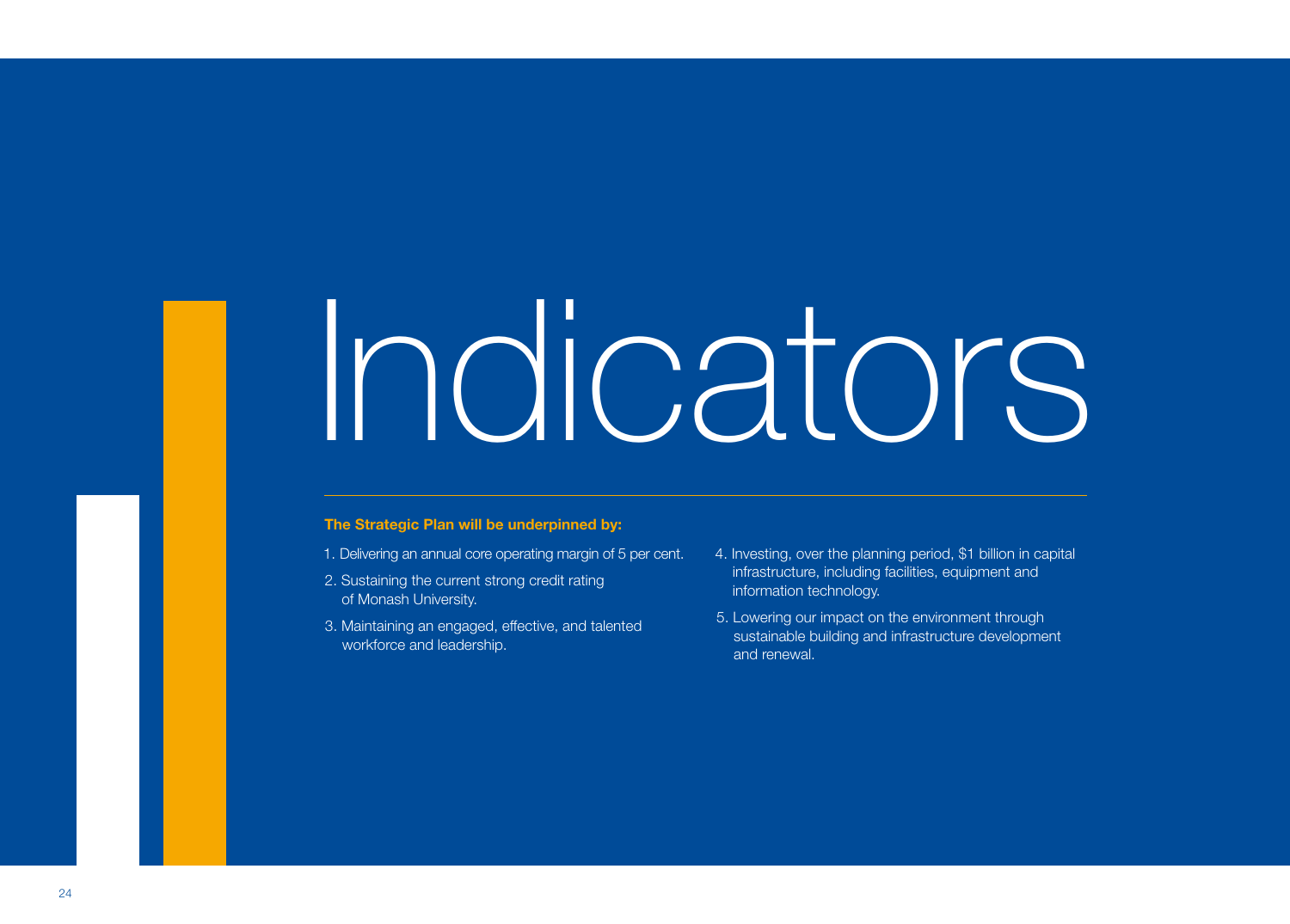# Indicators

**The Strategic Plan will be underpinned by:**

1. Delivering an annual core operating margin of 5 per cent.
2. Sustaining the current strong credit rating of Monash University.
3. Maintaining an engaged, effective, and talented workforce and leadership.
4. Investing, over the planning period, $1 billion in capital infrastructure, including facilities, equipment and information technology.
5. Lowering our impact on the environment through sustainable building and infrastructure development and renewal.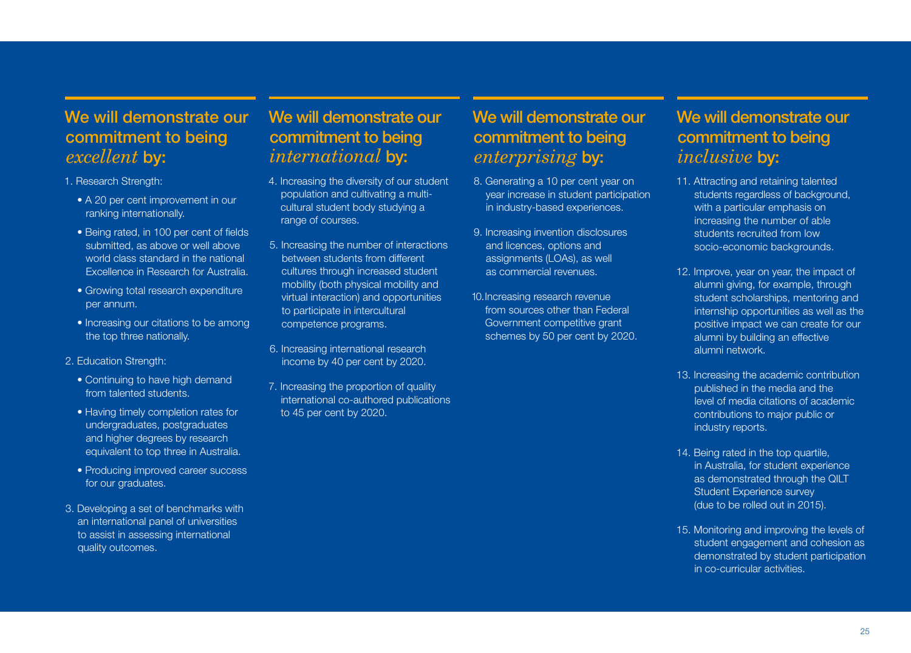## We will demonstrate our commitment to being *excellent* by:

1. Research Strength:
   - A 20 per cent improvement in our ranking internationally.
   - Being rated, in 100 per cent of fields submitted, as above or well above world class standard in the national Excellence in Research for Australia.
   - Growing total research expenditure per annum.
   - Increasing our citations to be among the top three nationally.
2. Education Strength:
   - Continuing to have high demand from talented students.
   - Having timely completion rates for undergraduates, postgraduates and higher degrees by research equivalent to top three in Australia.
   - Producing improved career success for our graduates.
3. Developing a set of benchmarks with an international panel of universities to assist in assessing international quality outcomes.

## We will demonstrate our commitment to being *international* by:

4. Increasing the diversity of our student population and cultivating a multi-cultural student body studying a range of courses.
5. Increasing the number of interactions between students from different cultures through increased student mobility (both physical mobility and virtual interaction) and opportunities to participate in intercultural competence programs.
6. Increasing international research income by 40 per cent by 2020.
7. Increasing the proportion of quality international co-authored publications to 45 per cent by 2020.

## We will demonstrate our commitment to being *enterprising* by:

8. Generating a 10 per cent year on year increase in student participation in industry-based experiences.
9. Increasing invention disclosures and licences, options and assignments (LOAs), as well as commercial revenues.
10. Increasing research revenue from sources other than Federal Government competitive grant schemes by 50 per cent by 2020.

## We will demonstrate our commitment to being *inclusive* by:

11. Attracting and retaining talented students regardless of background, with a particular emphasis on increasing the number of able students recruited from low socio-economic backgrounds.
12. Improve, year on year, the impact of alumni giving, for example, through student scholarships, mentoring and internship opportunities as well as the positive impact we can create for our alumni by building an effective alumni network.
13. Increasing the academic contribution published in the media and the level of media citations of academic contributions to major public or industry reports.
14. Being rated in the top quartile, in Australia, for student experience as demonstrated through the QILT Student Experience survey (due to be rolled out in 2015).
15. Monitoring and improving the levels of student engagement and cohesion as demonstrated by student participation in co-curricular activities.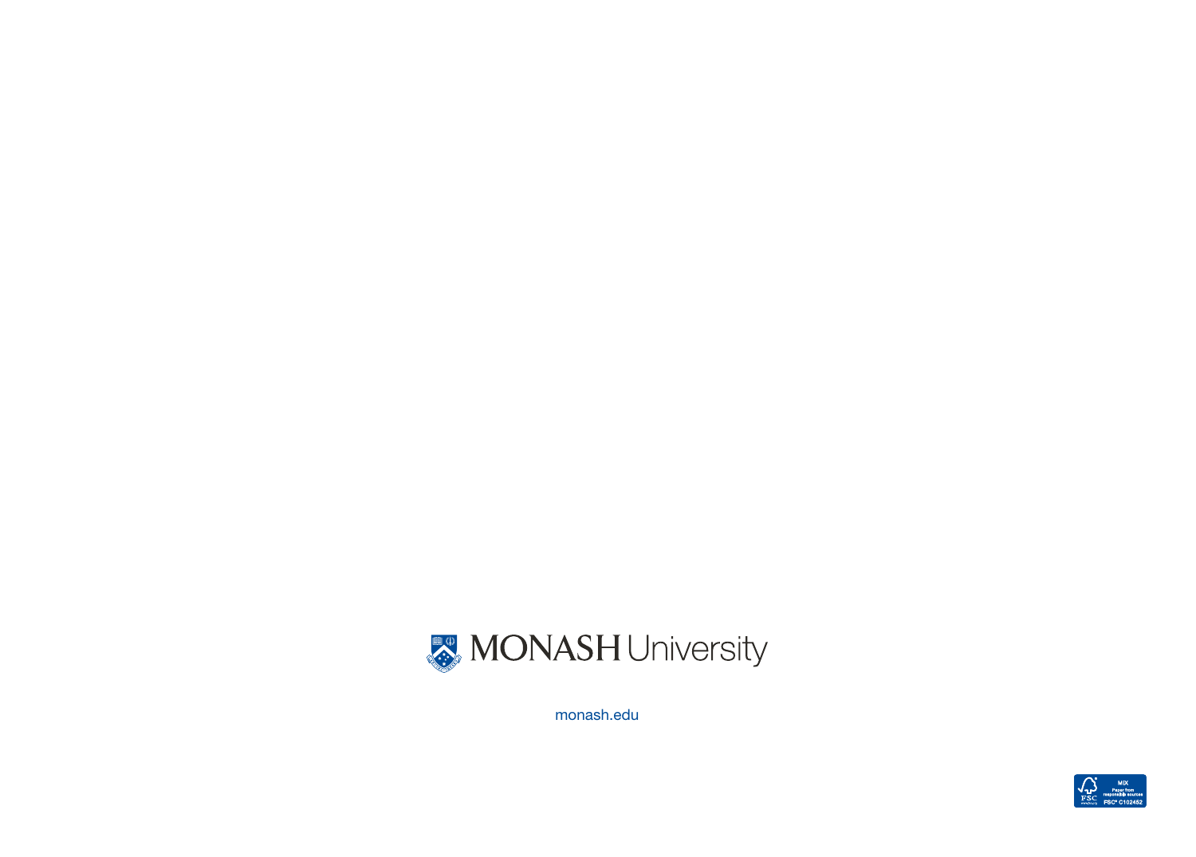MONASH University

monash.edu

MIX
Paper from responsible sources
FSC® C102452